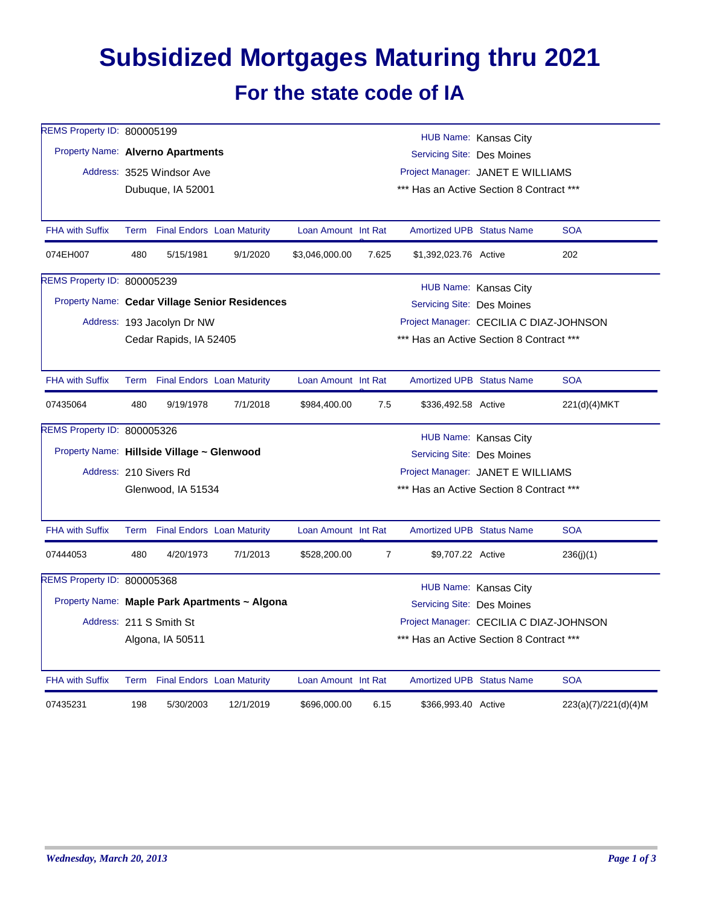# Subsidized Mortgages Maturing thru 2021

## For the state code of IA

REMS Property ID: 800005199
Property Name: **Alverno Apartments**
Address: 3525 Windsor Ave
Dubuque, IA 52001

HUB Name: Kansas City
Servicing Site: Des Moines
Project Manager: JANET E WILLIAMS
\*\*\* Has an Active Section 8 Contract \*\*\*

| FHA with Suffix | Term | Final Endors | Loan Maturity | Loan Amount | Int Rate | Amortized UPB | Status Name | SOA |
|---|---|---|---|---|---|---|---|---|
| 074EH007 | 480 | 5/15/1981 | 9/1/2020 | $3,046,000.00 | 7.625 | $1,392,023.76 | Active | 202 |

REMS Property ID: 800005239
Property Name: **Cedar Village Senior Residences**
Address: 193 Jacolyn Dr NW
Cedar Rapids, IA 52405

HUB Name: Kansas City
Servicing Site: Des Moines
Project Manager: CECILIA C DIAZ-JOHNSON
\*\*\* Has an Active Section 8 Contract \*\*\*

| FHA with Suffix | Term | Final Endors | Loan Maturity | Loan Amount | Int Rate | Amortized UPB | Status Name | SOA |
|---|---|---|---|---|---|---|---|---|
| 07435064 | 480 | 9/19/1978 | 7/1/2018 | $984,400.00 | 7.5 | $336,492.58 | Active | 221(d)(4)MKT |

REMS Property ID: 800005326
Property Name: **Hillside Village ~ Glenwood**
Address: 210 Sivers Rd
Glenwood, IA 51534

HUB Name: Kansas City
Servicing Site: Des Moines
Project Manager: JANET E WILLIAMS
\*\*\* Has an Active Section 8 Contract \*\*\*

| FHA with Suffix | Term | Final Endors | Loan Maturity | Loan Amount | Int Rate | Amortized UPB | Status Name | SOA |
|---|---|---|---|---|---|---|---|---|
| 07444053 | 480 | 4/20/1973 | 7/1/2013 | $528,200.00 | 7 | $9,707.22 | Active | 236(j)(1) |

REMS Property ID: 800005368
Property Name: **Maple Park Apartments ~ Algona**
Address: 211 S Smith St
Algona, IA 50511

HUB Name: Kansas City
Servicing Site: Des Moines
Project Manager: CECILIA C DIAZ-JOHNSON
\*\*\* Has an Active Section 8 Contract \*\*\*

| FHA with Suffix | Term | Final Endors | Loan Maturity | Loan Amount | Int Rate | Amortized UPB | Status Name | SOA |
|---|---|---|---|---|---|---|---|---|
| 07435231 | 198 | 5/30/2003 | 12/1/2019 | $696,000.00 | 6.15 | $366,993.40 | Active | 223(a)(7)/221(d)(4)M |

*Wednesday, March 20, 2013*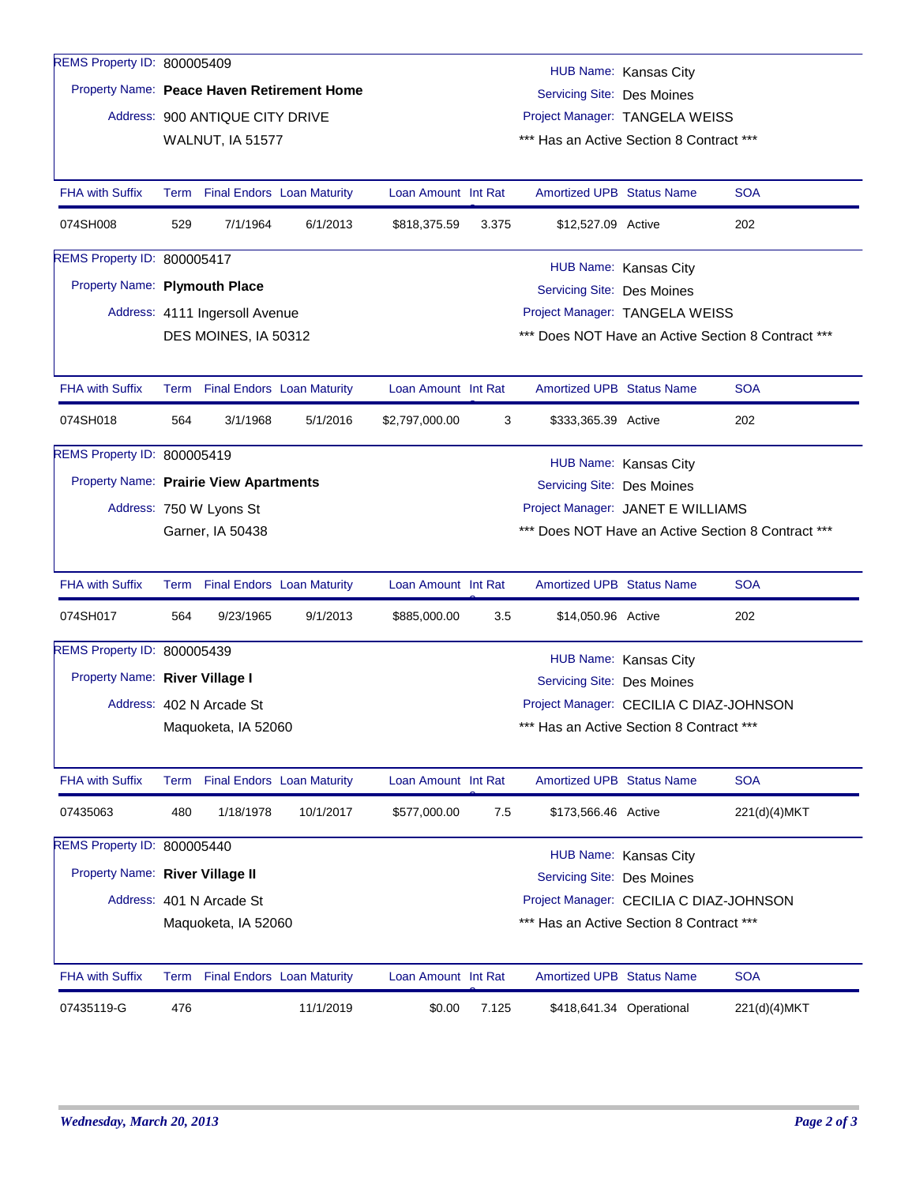REMS Property ID: 800005409

Property Name: **Peace Haven Retirement Home**

Address: 900 ANTIQUE CITY DRIVE
WALNUT, IA 51577

HUB Name: Kansas City
Servicing Site: Des Moines
Project Manager: TANGELA WEISS
\*** Has an Active Section 8 Contract ***

| FHA with Suffix | Term | Final Endors | Loan Maturity | Loan Amount | Int Rat | Amortized UPB | Status Name | SOA |
|---|---|---|---|---|---|---|---|---|
| 074SH008 | 529 | 7/1/1964 | 6/1/2013 | $818,375.59 | 3.375 | $12,527.09 | Active | 202 |

REMS Property ID: 800005417

Property Name: **Plymouth Place**

Address: 4111 Ingersoll Avenue
DES MOINES, IA 50312

HUB Name: Kansas City
Servicing Site: Des Moines
Project Manager: TANGELA WEISS
\*** Does NOT Have an Active Section 8 Contract ***

| FHA with Suffix | Term | Final Endors | Loan Maturity | Loan Amount | Int Rat | Amortized UPB | Status Name | SOA |
|---|---|---|---|---|---|---|---|---|
| 074SH018 | 564 | 3/1/1968 | 5/1/2016 | $2,797,000.00 | 3 | $333,365.39 | Active | 202 |

REMS Property ID: 800005419

Property Name: **Prairie View Apartments**

Address: 750 W Lyons St
Garner, IA 50438

HUB Name: Kansas City
Servicing Site: Des Moines
Project Manager: JANET E WILLIAMS
\*** Does NOT Have an Active Section 8 Contract ***

| FHA with Suffix | Term | Final Endors | Loan Maturity | Loan Amount | Int Rat | Amortized UPB | Status Name | SOA |
|---|---|---|---|---|---|---|---|---|
| 074SH017 | 564 | 9/23/1965 | 9/1/2013 | $885,000.00 | 3.5 | $14,050.96 | Active | 202 |

REMS Property ID: 800005439

Property Name: **River Village I**

Address: 402 N Arcade St
Maquoketa, IA 52060

HUB Name: Kansas City
Servicing Site: Des Moines
Project Manager: CECILIA C DIAZ-JOHNSON
\*** Has an Active Section 8 Contract ***

| FHA with Suffix | Term | Final Endors | Loan Maturity | Loan Amount | Int Rat | Amortized UPB | Status Name | SOA |
|---|---|---|---|---|---|---|---|---|
| 07435063 | 480 | 1/18/1978 | 10/1/2017 | $577,000.00 | 7.5 | $173,566.46 | Active | 221(d)(4)MKT |

REMS Property ID: 800005440

Property Name: **River Village II**

Address: 401 N Arcade St
Maquoketa, IA 52060

HUB Name: Kansas City
Servicing Site: Des Moines
Project Manager: CECILIA C DIAZ-JOHNSON
\*** Has an Active Section 8 Contract ***

| FHA with Suffix | Term | Final Endors | Loan Maturity | Loan Amount | Int Rat | Amortized UPB | Status Name | SOA |
|---|---|---|---|---|---|---|---|---|
| 07435119-G | 476 | | 11/1/2019 | $0.00 | 7.125 | $418,641.34 | Operational | 221(d)(4)MKT |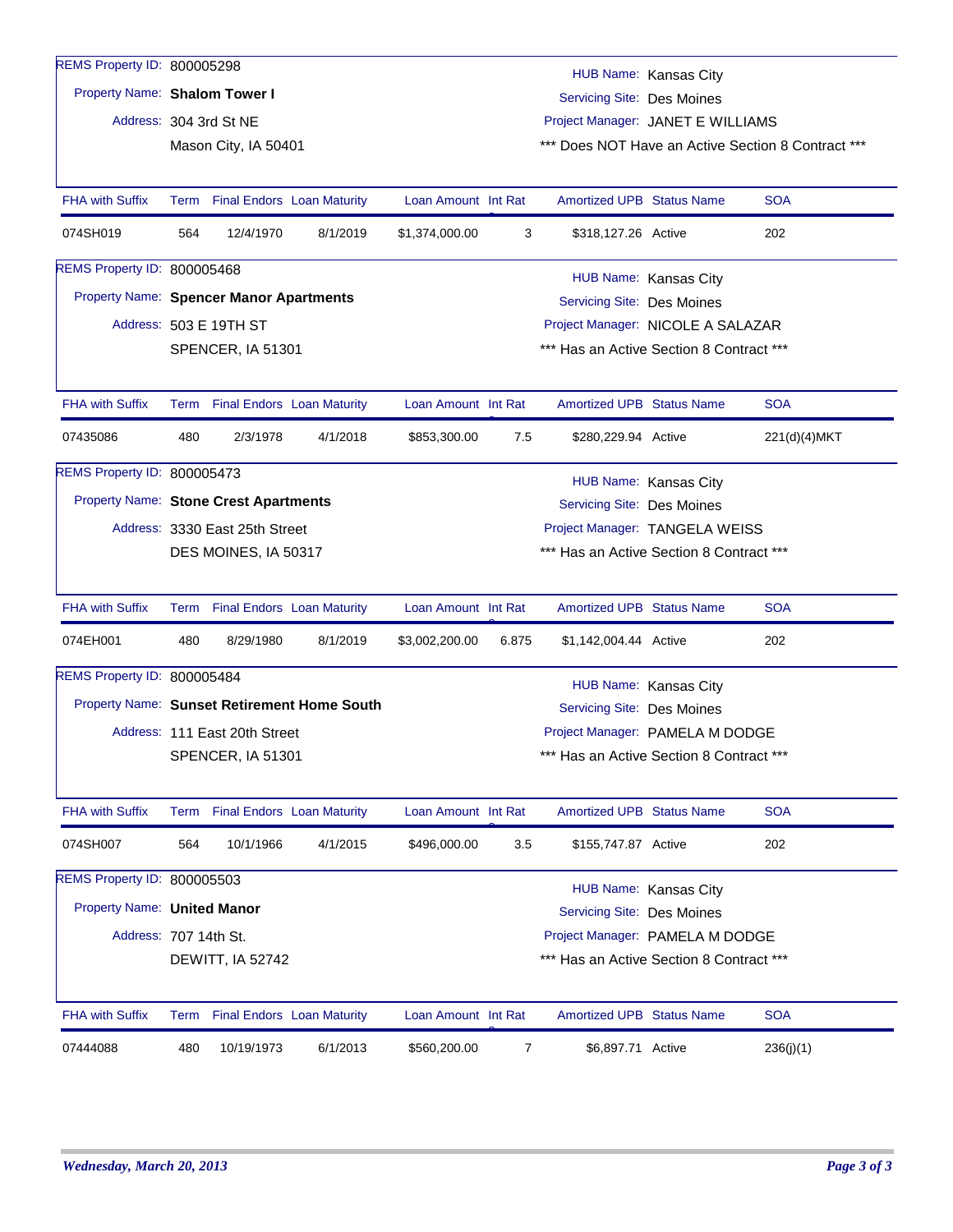REMS Property ID: 800005298

Property Name: **Shalom Tower I**

Address: 304 3rd St NE

Mason City, IA 50401

HUB Name: Kansas City

Servicing Site: Des Moines

Project Manager: JANET E WILLIAMS

*** Does NOT Have an Active Section 8 Contract ***

| FHA with Suffix | Term | Final Endors | Loan Maturity | Loan Amount | Int Rat | Amortized UPB | Status Name | SOA |
|---|---|---|---|---|---|---|---|---|
| 074SH019 | 564 | 12/4/1970 | 8/1/2019 | $1,374,000.00 | 3 | $318,127.26 | Active | 202 |

REMS Property ID: 800005468

Property Name: **Spencer Manor Apartments**

Address: 503 E 19TH ST

SPENCER, IA 51301

HUB Name: Kansas City

Servicing Site: Des Moines

Project Manager: NICOLE A SALAZAR

*** Has an Active Section 8 Contract ***

| FHA with Suffix | Term | Final Endors | Loan Maturity | Loan Amount | Int Rat | Amortized UPB | Status Name | SOA |
|---|---|---|---|---|---|---|---|---|
| 07435086 | 480 | 2/3/1978 | 4/1/2018 | $853,300.00 | 7.5 | $280,229.94 | Active | 221(d)(4)MKT |

REMS Property ID: 800005473

Property Name: **Stone Crest Apartments**

Address: 3330 East 25th Street

DES MOINES, IA 50317

HUB Name: Kansas City

Servicing Site: Des Moines

Project Manager: TANGELA WEISS

*** Has an Active Section 8 Contract ***

| FHA with Suffix | Term | Final Endors | Loan Maturity | Loan Amount | Int Rat | Amortized UPB | Status Name | SOA |
|---|---|---|---|---|---|---|---|---|
| 074EH001 | 480 | 8/29/1980 | 8/1/2019 | $3,002,200.00 | 6.875 | $1,142,004.44 | Active | 202 |

REMS Property ID: 800005484

Property Name: **Sunset Retirement Home South**

Address: 111 East 20th Street

SPENCER, IA 51301

HUB Name: Kansas City

Servicing Site: Des Moines

Project Manager: PAMELA M DODGE

*** Has an Active Section 8 Contract ***

| FHA with Suffix | Term | Final Endors | Loan Maturity | Loan Amount | Int Rat | Amortized UPB | Status Name | SOA |
|---|---|---|---|---|---|---|---|---|
| 074SH007 | 564 | 10/1/1966 | 4/1/2015 | $496,000.00 | 3.5 | $155,747.87 | Active | 202 |

REMS Property ID: 800005503

Property Name: **United Manor**

Address: 707 14th St.

DEWITT, IA 52742

HUB Name: Kansas City

Servicing Site: Des Moines

Project Manager: PAMELA M DODGE

*** Has an Active Section 8 Contract ***

| FHA with Suffix | Term | Final Endors | Loan Maturity | Loan Amount | Int Rat | Amortized UPB | Status Name | SOA |
|---|---|---|---|---|---|---|---|---|
| 07444088 | 480 | 10/19/1973 | 6/1/2013 | $560,200.00 | 7 | $6,897.71 | Active | 236(j)(1) |